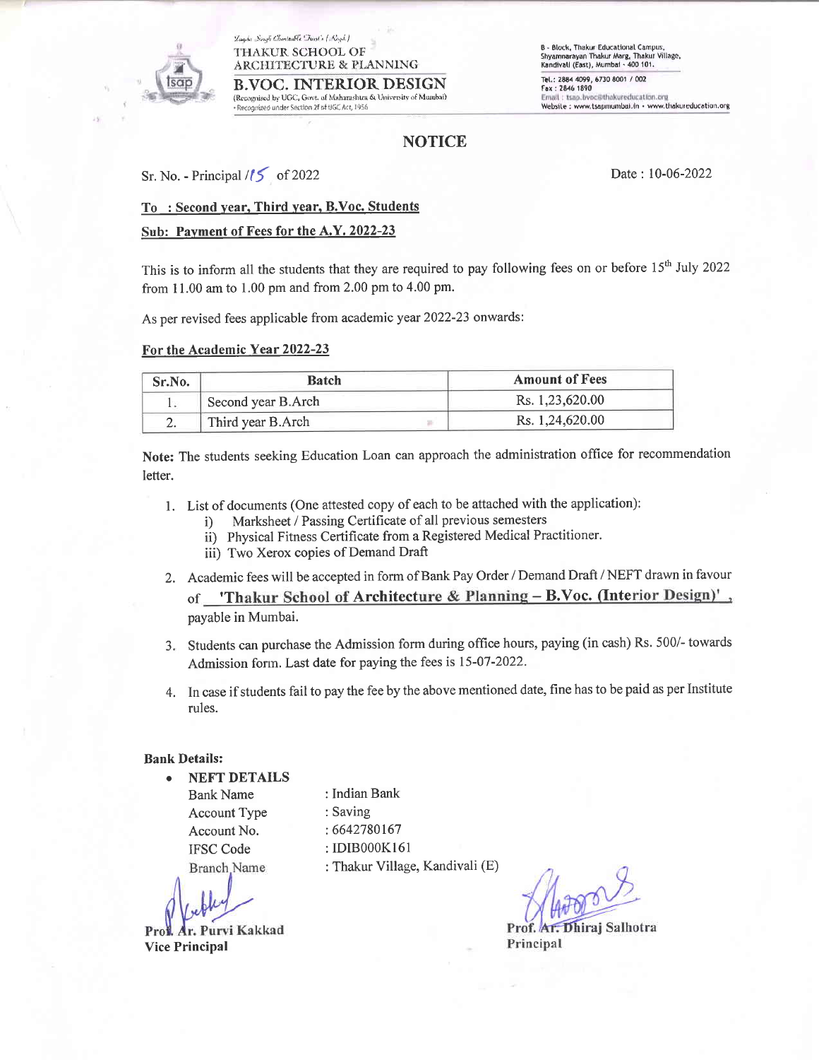Zoughe Singh Charitable Trust's (Regd.)

THAKUR SCHOOL OF ARCHITECTURE & PLANNING

**B.VOC. INTERIOR DESIGN**

(Recognised by UGC, Govt. of Maharashtra & University of Mumbai)
• Recognized under Section 2f of UGC Act, 1956

B - Block, Thakur Educational Campus, Shyamnarayan Thakur Marg, Thakur Village, Kandivali (East), Mumbai - 400 101.

Tel.: 2884 4099, 6730 8001 / 002
Fax : 2846 1890
Email : tsap.bvoc@thakureducation.org
Website : www.tsapmumbai.in • www.thakureducation.org

## NOTICE

Sr. No. - Principal /15 of 2022

Date : 10-06-2022

**To : Second year, Third year, B.Voc. Students**

**Sub: Payment of Fees for the A.Y. 2022-23**

This is to inform all the students that they are required to pay following fees on or before 15th July 2022 from 11.00 am to 1.00 pm and from 2.00 pm to 4.00 pm.

As per revised fees applicable from academic year 2022-23 onwards:

**For the Academic Year 2022-23**

| Sr.No. | Batch | Amount of Fees |
|---|---|---|
| 1. | Second year B.Arch | Rs. 1,23,620.00 |
| 2. | Third year B.Arch | Rs. 1,24,620.00 |

**Note:** The students seeking Education Loan can approach the administration office for recommendation letter.

1. List of documents (One attested copy of each to be attached with the application):
   - i) Marksheet / Passing Certificate of all previous semesters
   - ii) Physical Fitness Certificate from a Registered Medical Practitioner.
   - iii) Two Xerox copies of Demand Draft
2. Academic fees will be accepted in form of Bank Pay Order / Demand Draft / NEFT drawn in favour of **'Thakur School of Architecture & Planning – B.Voc. (Interior Design)'**, payable in Mumbai.
3. Students can purchase the Admission form during office hours, paying (in cash) Rs. 500/- towards Admission form. Last date for paying the fees is 15-07-2022.
4. In case if students fail to pay the fee by the above mentioned date, fine has to be paid as per Institute rules.

**Bank Details:**

- **NEFT DETAILS**

  Bank Name : Indian Bank
  Account Type : Saving
  Account No. : 6642780167
  IFSC Code : IDIB000K161
  Branch Name : Thakur Village, Kandivali (E)

**Prof. Ar. Purvi Kakkad**
**Vice Principal**

**Prof. Ar. Dhiraj Salhotra**
**Principal**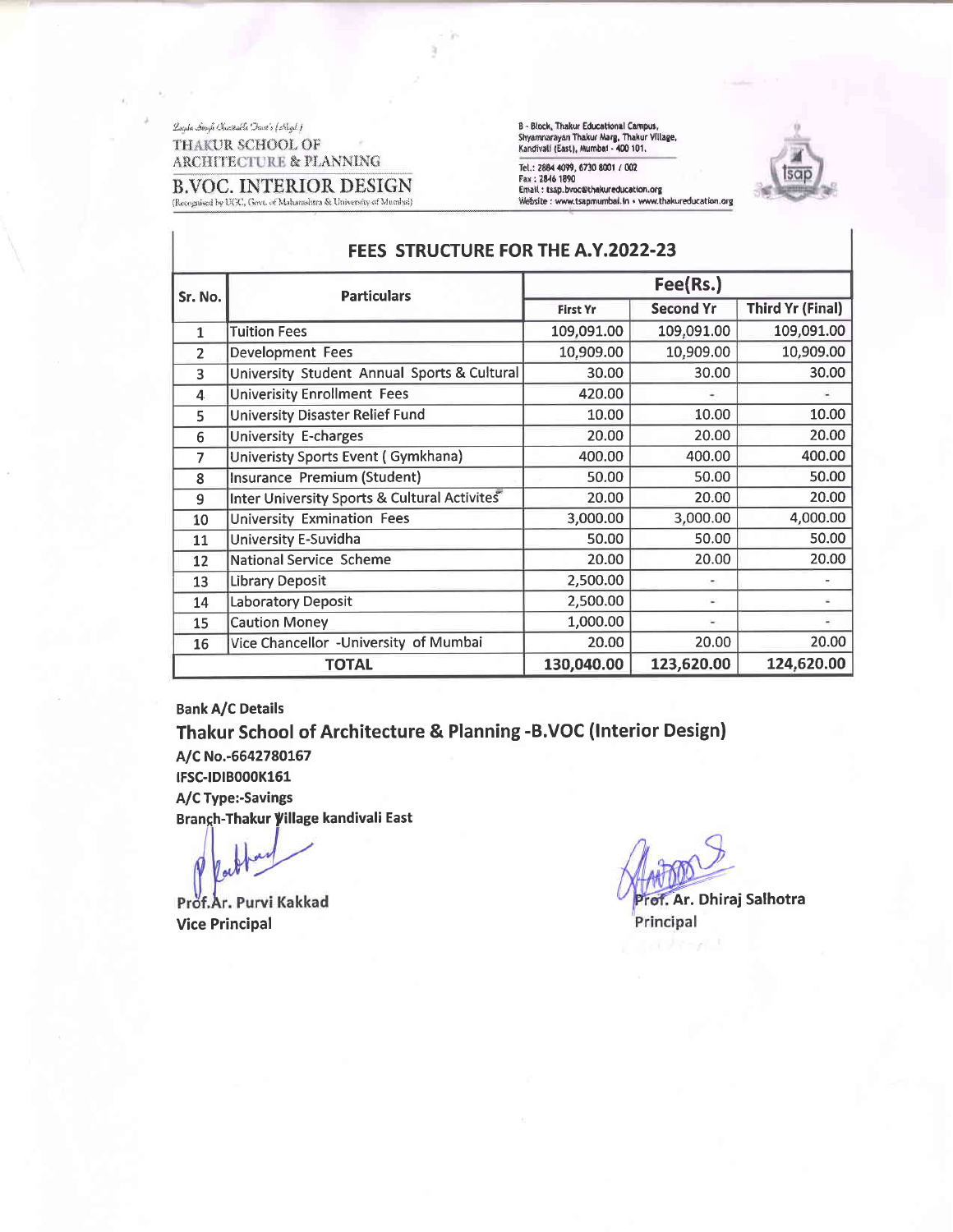Laxmi Singh Charitable Trust's (Regd.)

THAKUR SCHOOL OF ARCHITECTURE & PLANNING

B.VOC. INTERIOR DESIGN

(Recognised by UGC, Govt. of Maharashtra & University of Mumbai)

B - Block, Thakur Educational Campus, Shyamnarayan Thakur Marg, Thakur Village, Kandivali (East), Mumbai - 400 101.

Tel.: 2884 4099, 6730 8001 / 002
Fax : 2846 1890
Email : tsap.bvoc@thakureducation.org
Website : www.tsapmumbai.in • www.thakureducation.org

## FEES STRUCTURE FOR THE A.Y.2022-23

| Sr. No. | Particulars | Fee(Rs.) | | |
|---|---|---|---|---|
| | | First Yr | Second Yr | Third Yr (Final) |
| 1 | Tuition Fees | 109,091.00 | 109,091.00 | 109,091.00 |
| 2 | Development Fees | 10,909.00 | 10,909.00 | 10,909.00 |
| 3 | University Student Annual Sports & Cultural | 30.00 | 30.00 | 30.00 |
| 4 | Univerisity Enrollment Fees | 420.00 | - | - |
| 5 | University Disaster Relief Fund | 10.00 | 10.00 | 10.00 |
| 6 | University E-charges | 20.00 | 20.00 | 20.00 |
| 7 | Univeristy Sports Event ( Gymkhana) | 400.00 | 400.00 | 400.00 |
| 8 | Insurance Premium (Student) | 50.00 | 50.00 | 50.00 |
| 9 | Inter University Sports & Cultural Activites | 20.00 | 20.00 | 20.00 |
| 10 | University Exmination Fees | 3,000.00 | 3,000.00 | 4,000.00 |
| 11 | University E-Suvidha | 50.00 | 50.00 | 50.00 |
| 12 | National Service Scheme | 20.00 | 20.00 | 20.00 |
| 13 | Library Deposit | 2,500.00 | - | - |
| 14 | Laboratory Deposit | 2,500.00 | - | - |
| 15 | Caution Money | 1,000.00 | - | - |
| 16 | Vice Chancellor -University of Mumbai | 20.00 | 20.00 | 20.00 |
| **TOTAL** | | **130,040.00** | **123,620.00** | **124,620.00** |

**Bank A/C Details**

**Thakur School of Architecture & Planning -B.VOC (Interior Design)**

**A/C No.-6642780167**

**IFSC-IDIB000K161**

**A/C Type:-Savings**

**Branch-Thakur Village kandivali East**

**Prof.Ar. Purvi Kakkad**
**Vice Principal**

**Prof. Ar. Dhiraj Salhotra**
**Principal**